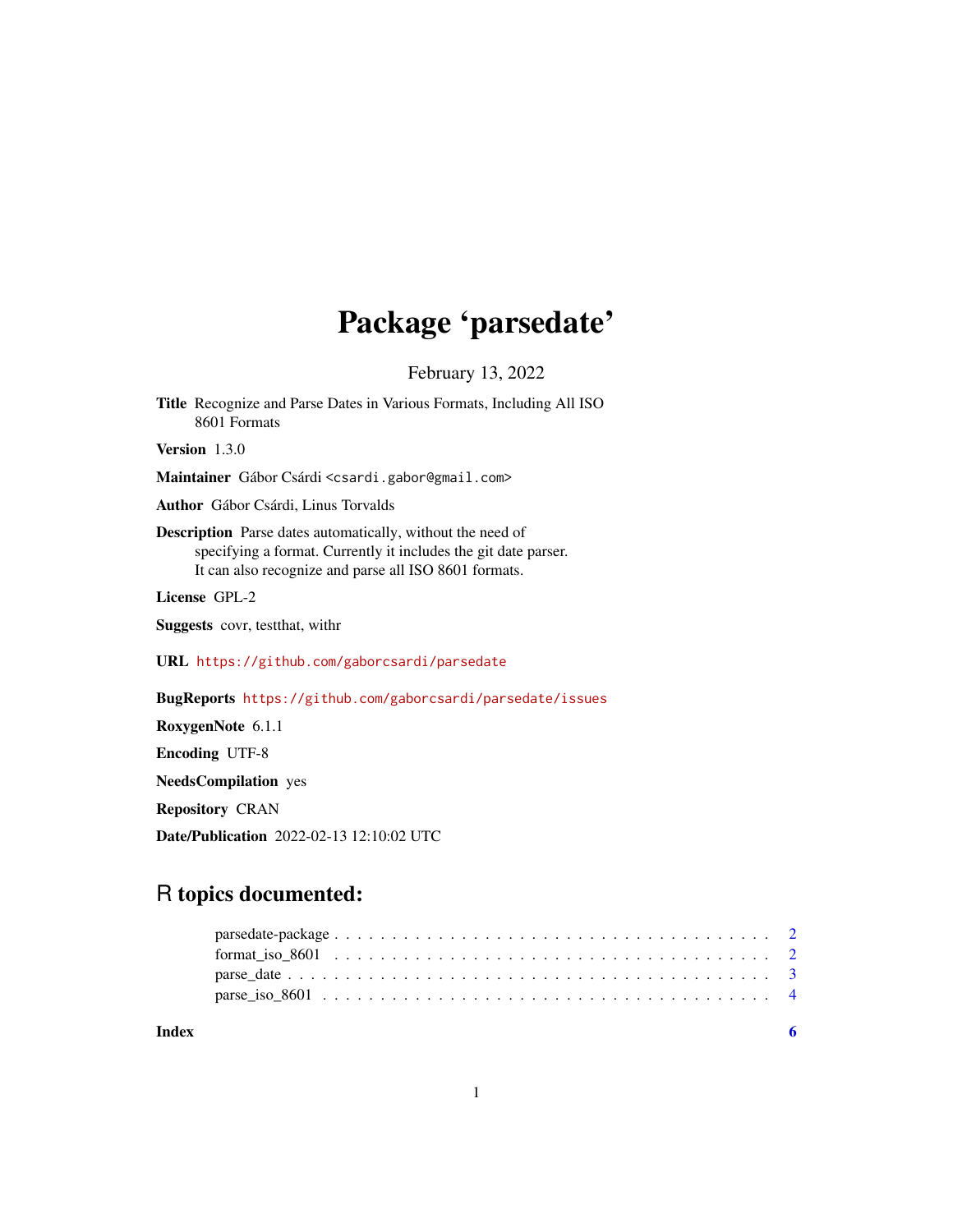# Package 'parsedate'

February 13, 2022

**Title** Recognize and Parse Dates in Various Formats, Including All ISO 8601 Formats

**Version** 1.3.0

**Maintainer** Gábor Csárdi <csardi.gabor@gmail.com>

**Author** Gábor Csárdi, Linus Torvalds

**Description** Parse dates automatically, without the need of specifying a format. Currently it includes the git date parser. It can also recognize and parse all ISO 8601 formats.

**License** GPL-2

**Suggests** covr, testthat, withr

**URL** https://github.com/gaborcsardi/parsedate

**BugReports** https://github.com/gaborcsardi/parsedate/issues

**RoxygenNote** 6.1.1

**Encoding** UTF-8

**NeedsCompilation** yes

**Repository** CRAN

**Date/Publication** 2022-02-13 12:10:02 UTC

## R topics documented:

parsedate-package . . . . . . . . . . . . . . . . . . . . . . . . . . . . . . . . . . . . 2
format_iso_8601 . . . . . . . . . . . . . . . . . . . . . . . . . . . . . . . . . . . . 2
parse_date . . . . . . . . . . . . . . . . . . . . . . . . . . . . . . . . . . . . . . . 3
parse_iso_8601 . . . . . . . . . . . . . . . . . . . . . . . . . . . . . . . . . . . . 4

**Index** **6**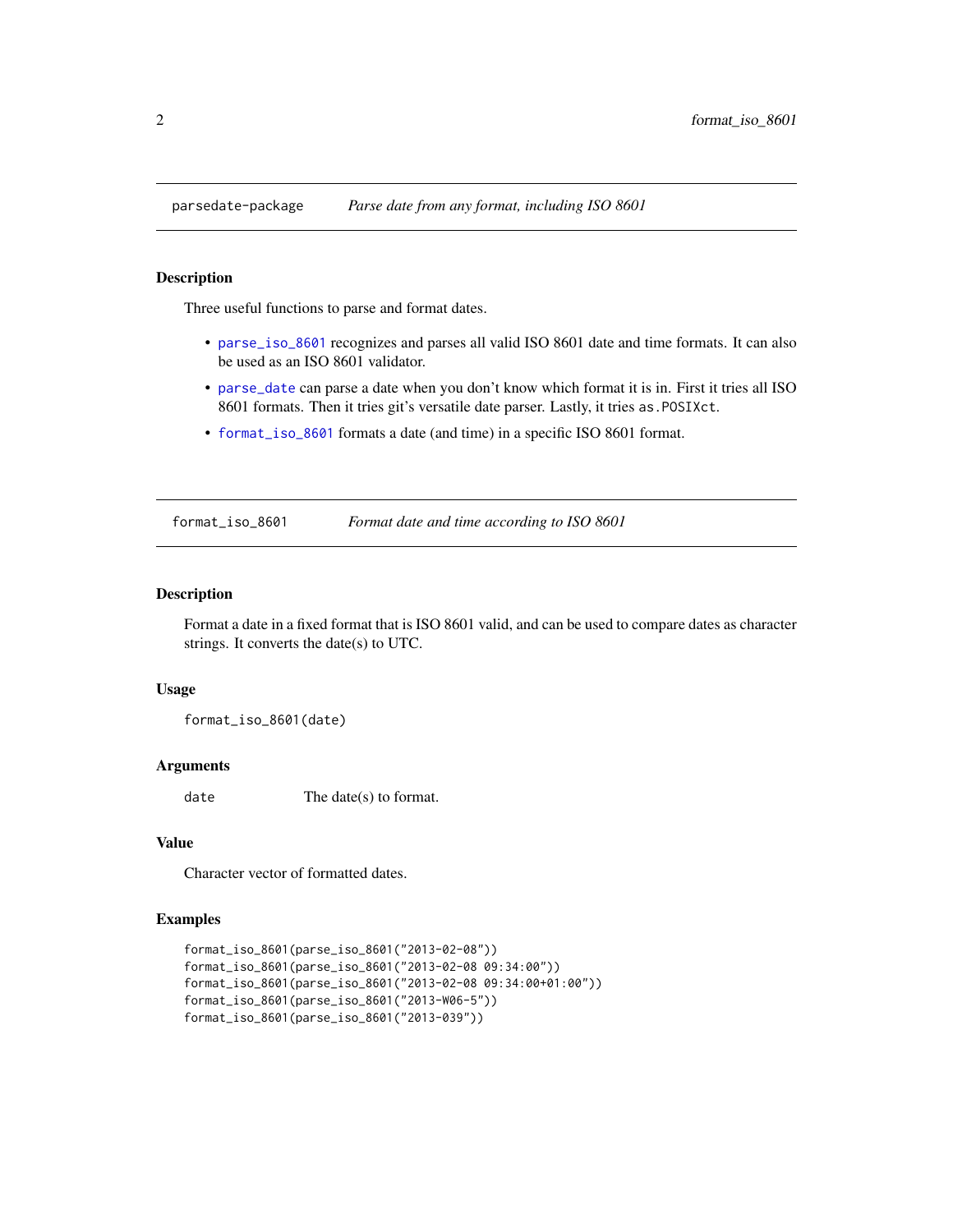## parsedate-package — *Parse date from any format, including ISO 8601*

### Description

Three useful functions to parse and format dates.

- parse_iso_8601 recognizes and parses all valid ISO 8601 date and time formats. It can also be used as an ISO 8601 validator.
- parse_date can parse a date when you don't know which format it is in. First it tries all ISO 8601 formats. Then it tries git's versatile date parser. Lastly, it tries `as.POSIXct`.
- format_iso_8601 formats a date (and time) in a specific ISO 8601 format.

## format_iso_8601 — *Format date and time according to ISO 8601*

### Description

Format a date in a fixed format that is ISO 8601 valid, and can be used to compare dates as character strings. It converts the date(s) to UTC.

### Usage

```
format_iso_8601(date)
```

### Arguments

| | |
|---|---|
| date | The date(s) to format. |

### Value

Character vector of formatted dates.

### Examples

```
format_iso_8601(parse_iso_8601("2013-02-08"))
format_iso_8601(parse_iso_8601("2013-02-08 09:34:00"))
format_iso_8601(parse_iso_8601("2013-02-08 09:34:00+01:00"))
format_iso_8601(parse_iso_8601("2013-W06-5"))
format_iso_8601(parse_iso_8601("2013-039"))
```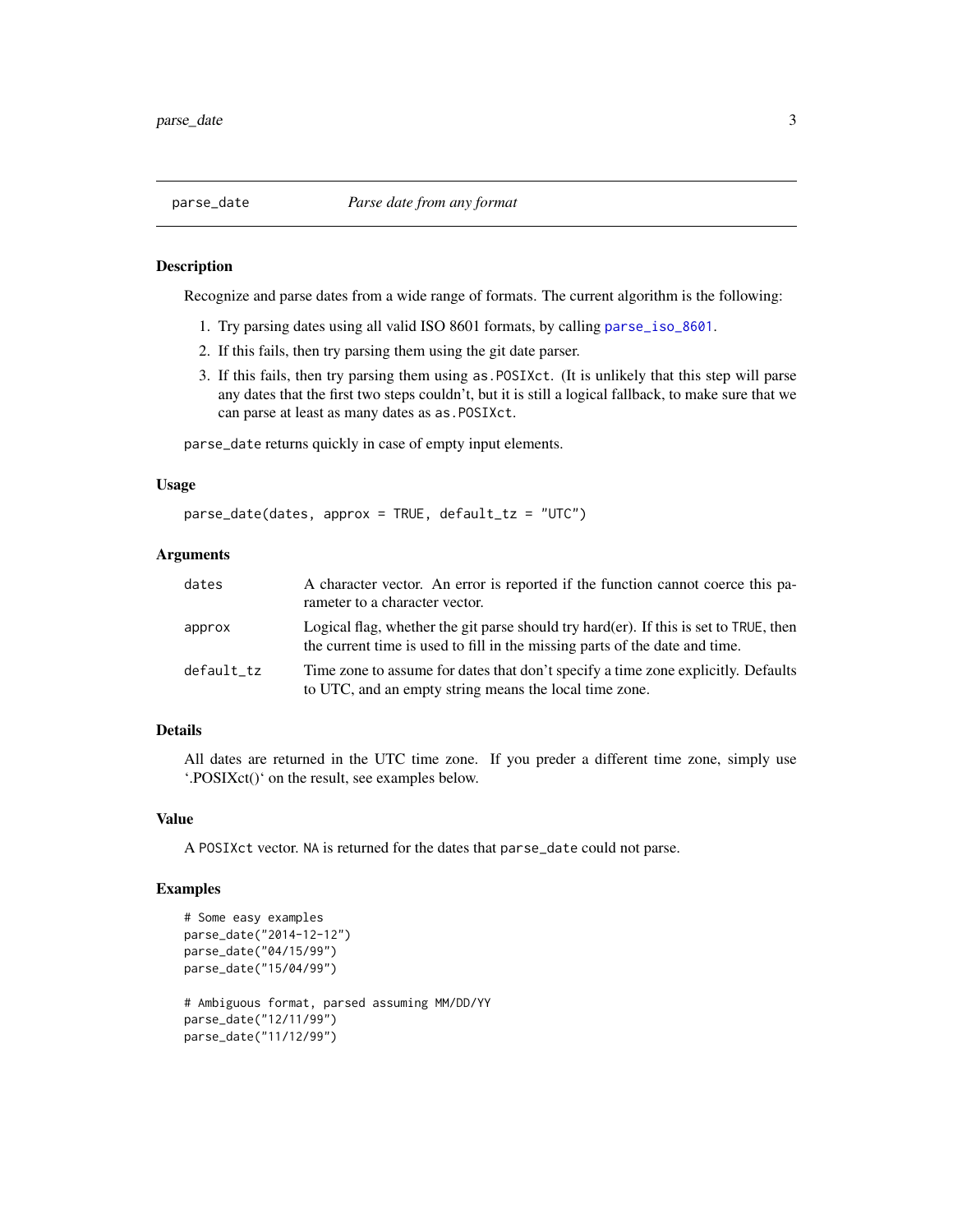## parse_date — *Parse date from any format*

### Description

Recognize and parse dates from a wide range of formats. The current algorithm is the following:

1. Try parsing dates using all valid ISO 8601 formats, by calling `parse_iso_8601`.
2. If this fails, then try parsing them using the git date parser.
3. If this fails, then try parsing them using `as.POSIXct`. (It is unlikely that this step will parse any dates that the first two steps couldn't, but it is still a logical fallback, to make sure that we can parse at least as many dates as `as.POSIXct`.

`parse_date` returns quickly in case of empty input elements.

### Usage

```
parse_date(dates, approx = TRUE, default_tz = "UTC")
```

### Arguments

| | |
|---|---|
| `dates` | A character vector. An error is reported if the function cannot coerce this parameter to a character vector. |
| `approx` | Logical flag, whether the git parse should try hard(er). If this is set to `TRUE`, then the current time is used to fill in the missing parts of the date and time. |
| `default_tz` | Time zone to assume for dates that don't specify a time zone explicitly. Defaults to UTC, and an empty string means the local time zone. |

### Details

All dates are returned in the UTC time zone. If you preder a different time zone, simply use '.POSIXct()' on the result, see examples below.

### Value

A `POSIXct` vector. `NA` is returned for the dates that `parse_date` could not parse.

### Examples

```
# Some easy examples
parse_date("2014-12-12")
parse_date("04/15/99")
parse_date("15/04/99")

# Ambiguous format, parsed assuming MM/DD/YY
parse_date("12/11/99")
parse_date("11/12/99")
```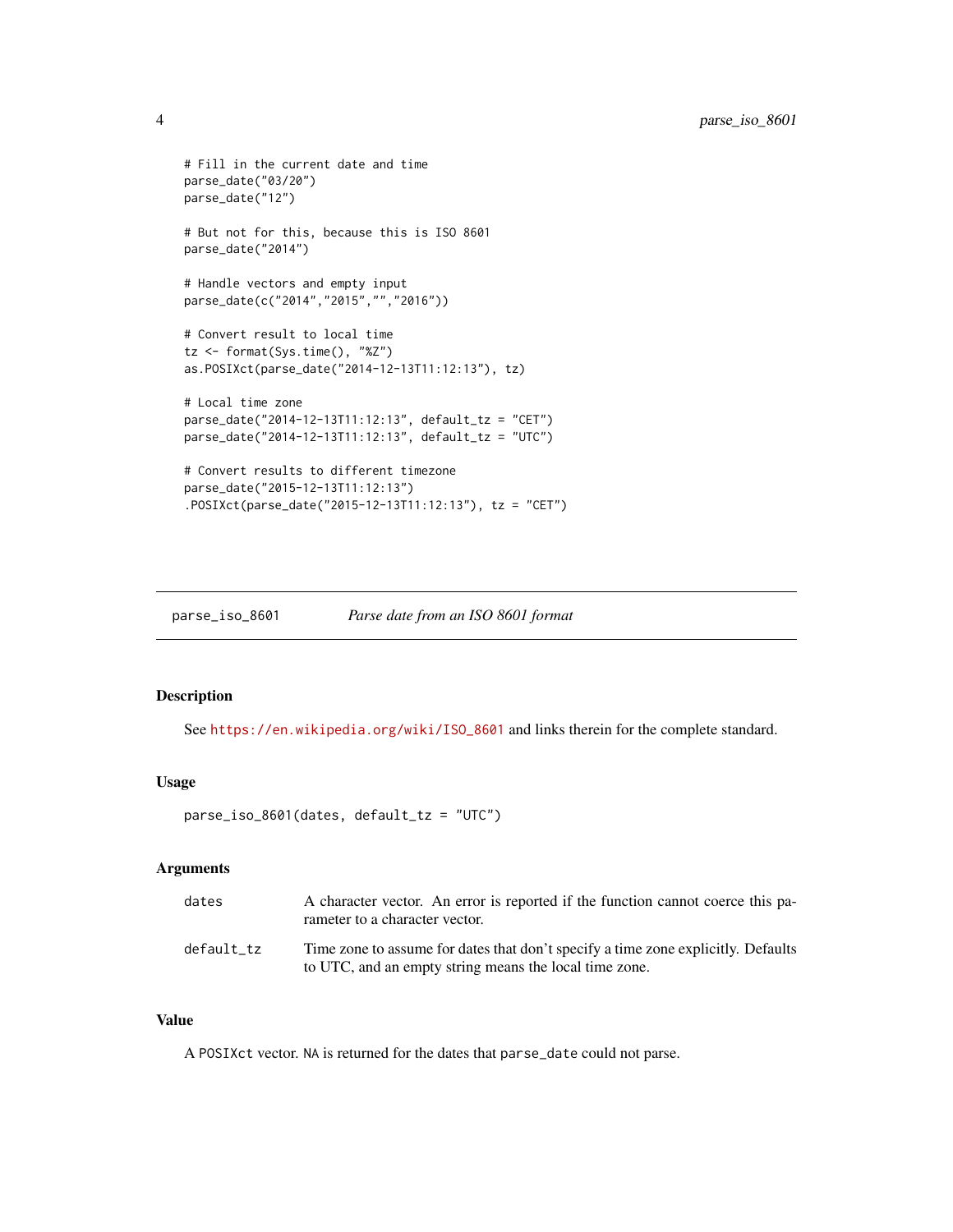```
# Fill in the current date and time
parse_date("03/20")
parse_date("12")

# But not for this, because this is ISO 8601
parse_date("2014")

# Handle vectors and empty input
parse_date(c("2014","2015","","2016"))

# Convert result to local time
tz <- format(Sys.time(), "%Z")
as.POSIXct(parse_date("2014-12-13T11:12:13"), tz)

# Local time zone
parse_date("2014-12-13T11:12:13", default_tz = "CET")
parse_date("2014-12-13T11:12:13", default_tz = "UTC")

# Convert results to different timezone
parse_date("2015-12-13T11:12:13")
.POSIXct(parse_date("2015-12-13T11:12:13"), tz = "CET")
```

## parse_iso_8601 — *Parse date from an ISO 8601 format*

### Description

See https://en.wikipedia.org/wiki/ISO_8601 and links therein for the complete standard.

### Usage

```
parse_iso_8601(dates, default_tz = "UTC")
```

### Arguments

| | |
|---|---|
| dates | A character vector. An error is reported if the function cannot coerce this parameter to a character vector. |
| default_tz | Time zone to assume for dates that don't specify a time zone explicitly. Defaults to UTC, and an empty string means the local time zone. |

### Value

A `POSIXct` vector. `NA` is returned for the dates that `parse_date` could not parse.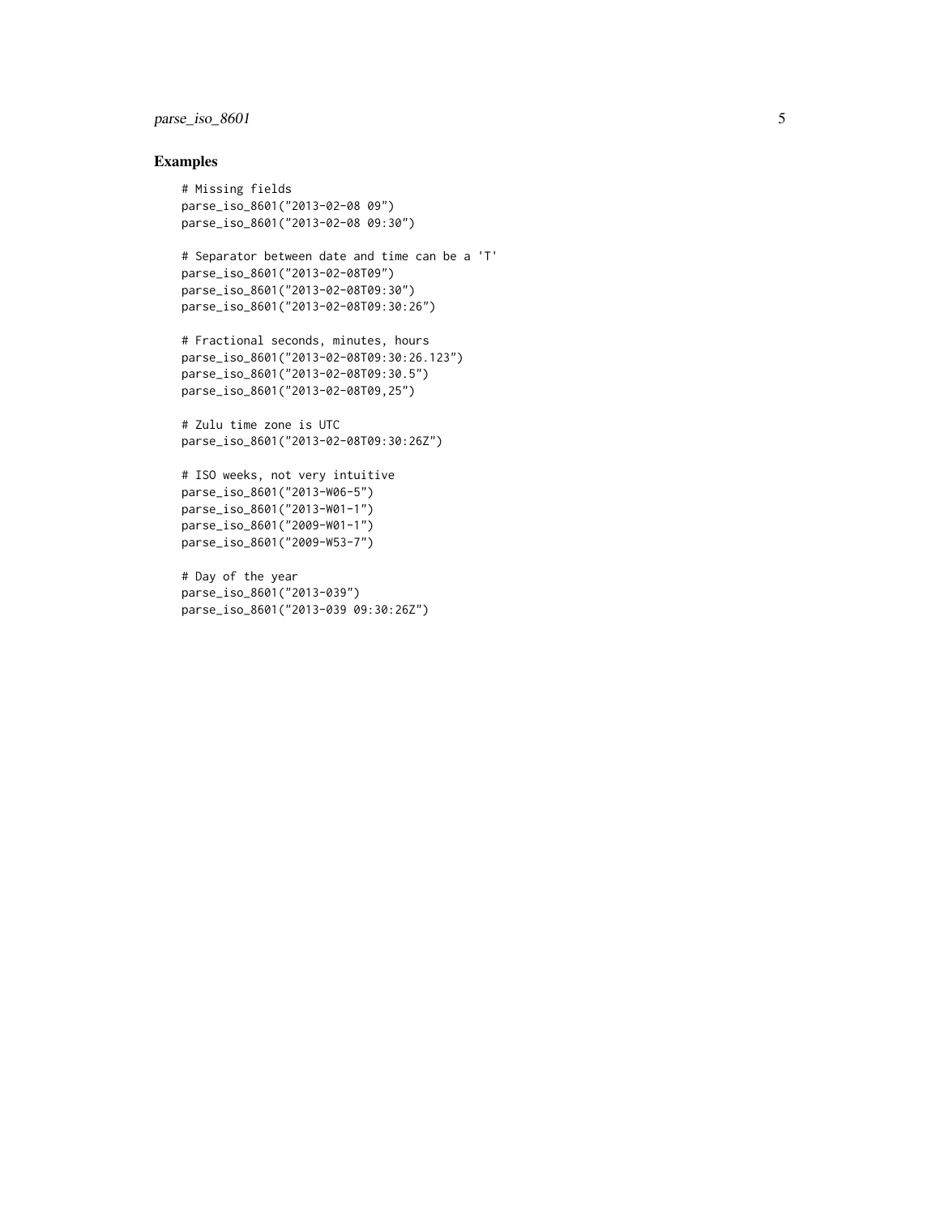## Examples

```
# Missing fields
parse_iso_8601("2013-02-08 09")
parse_iso_8601("2013-02-08 09:30")

# Separator between date and time can be a 'T'
parse_iso_8601("2013-02-08T09")
parse_iso_8601("2013-02-08T09:30")
parse_iso_8601("2013-02-08T09:30:26")

# Fractional seconds, minutes, hours
parse_iso_8601("2013-02-08T09:30:26.123")
parse_iso_8601("2013-02-08T09:30.5")
parse_iso_8601("2013-02-08T09,25")

# Zulu time zone is UTC
parse_iso_8601("2013-02-08T09:30:26Z")

# ISO weeks, not very intuitive
parse_iso_8601("2013-W06-5")
parse_iso_8601("2013-W01-1")
parse_iso_8601("2009-W01-1")
parse_iso_8601("2009-W53-7")

# Day of the year
parse_iso_8601("2013-039")
parse_iso_8601("2013-039 09:30:26Z")
```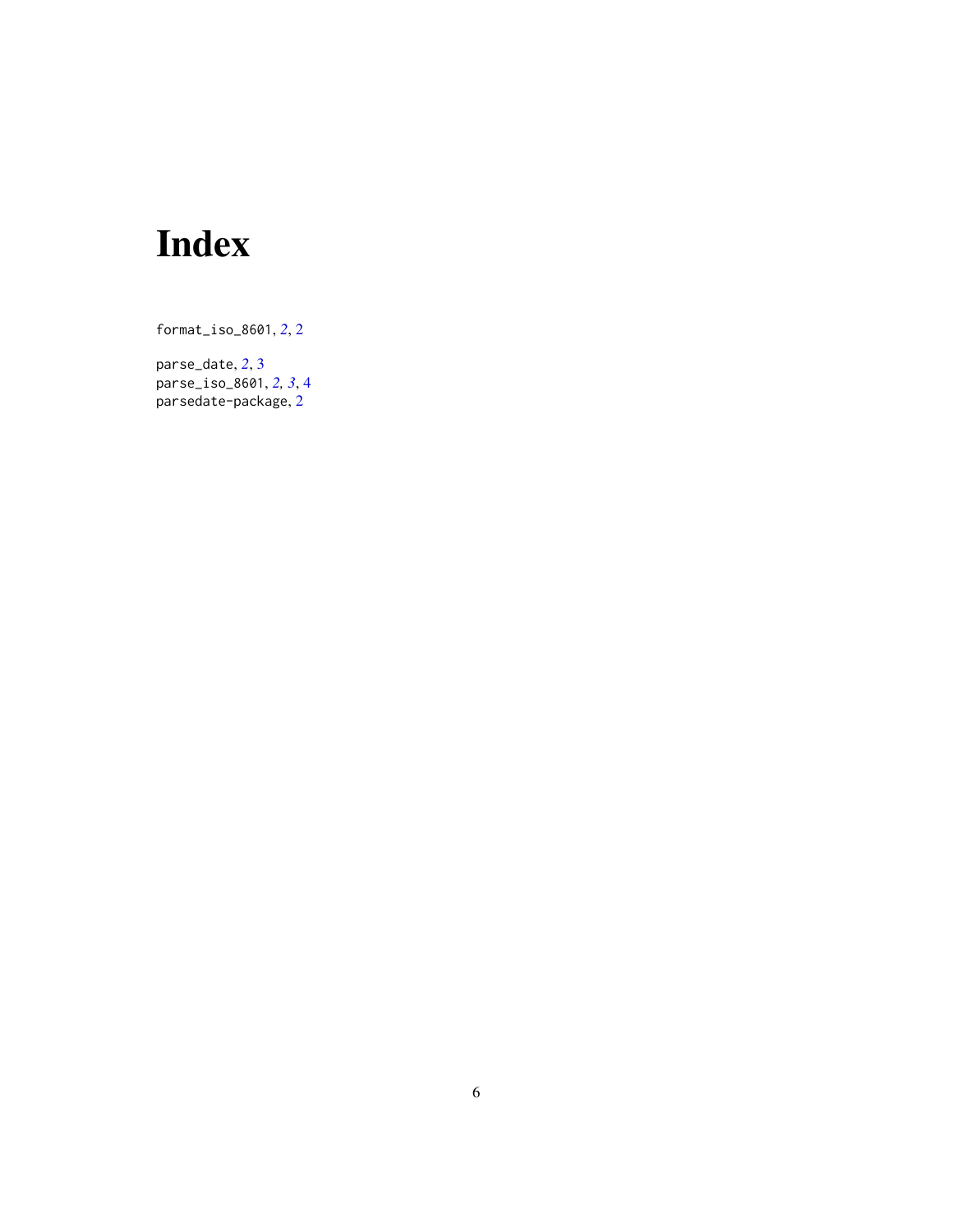# Index

format_iso_8601, *2*, 2

parse_date, *2*, 3
parse_iso_8601, *2, 3*, 4
parsedate-package, 2